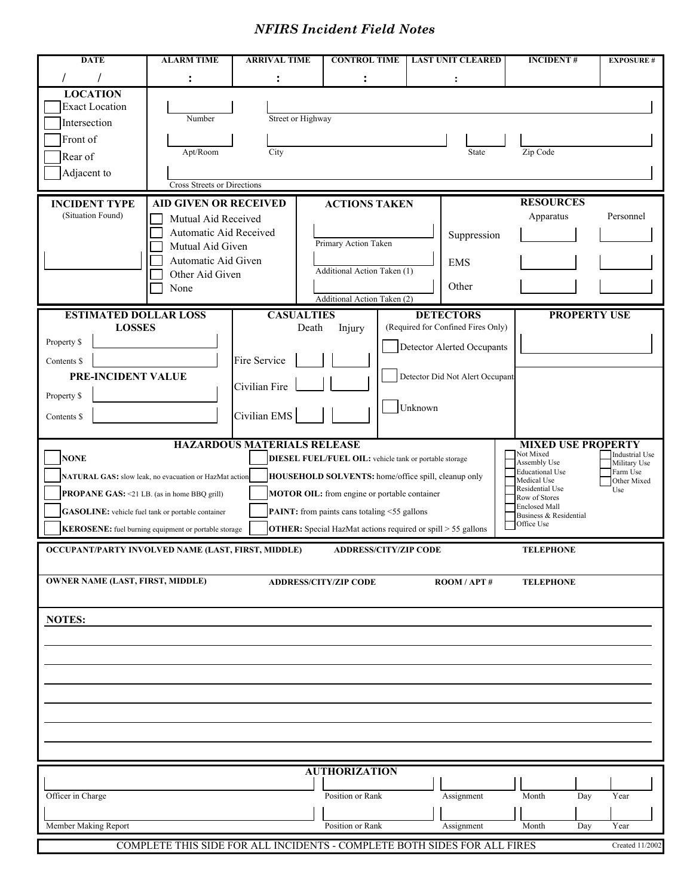# NFIRS Incident Field Notes

| DATE | ALARM TIME | ARRIVAL TIME | CONTROL TIME | LAST UNIT CLEARED | INCIDENT # | EXPOSURE # |
|---|---|---|---|---|---|---|
| / / | : | : | : | : | | |

## LOCATION

- ☐ Exact Location
- ☐ Intersection
- ☐ Front of
- ☐ Rear of
- ☐ Adjacent to

Number ______ Street or Highway ______

Apt/Room ______ City ______ State ______ Zip Code ______

Cross Streets or Directions ______

## INCIDENT TYPE
(Situation Found)

______

## AID GIVEN OR RECEIVED

- ☐ Mutual Aid Received
- ☐ Automatic Aid Received
- ☐ Mutual Aid Given
- ☐ Automatic Aid Given
- ☐ Other Aid Given
- ☐ None

## ACTIONS TAKEN

Primary Action Taken ______

Additional Action Taken (1) ______

Additional Action Taken (2) ______

## RESOURCES

| | Apparatus | Personnel |
|---|---|---|
| Suppression | | |
| EMS | | |
| Other | | |

## ESTIMATED DOLLAR LOSS

**LOSSES**

Property $ ______

Contents $ ______

**PRE-INCIDENT VALUE**

Property $ ______

Contents $ ______

## CASUALTIES

| | Death | Injury |
|---|---|---|
| Fire Service | | |
| Civilian Fire | | |
| Civilian EMS | | |

## DETECTORS
(Required for Confined Fires Only)

- ☐ Detector Alerted Occupants
- ☐ Detector Did Not Alert Occupant
- ☐ Unknown

## PROPERTY USE

______

## HAZARDOUS MATERIALS RELEASE

- ☐ **NONE**
- ☐ **NATURAL GAS:** slow leak, no evacuation or HazMat action
- ☐ **PROPANE GAS:** <21 LB. (as in home BBQ grill)
- ☐ **GASOLINE:** vehicle fuel tank or portable container
- ☐ **KEROSENE:** fuel burning equipment or portable storage
- ☐ **DIESEL FUEL/FUEL OIL:** vehicle tank or portable storage
- ☐ **HOUSEHOLD SOLVENTS:** home/office spill, cleanup only
- ☐ **MOTOR OIL:** from engine or portable container
- ☐ **PAINT:** from paints cans totaling <55 gallons
- ☐ **OTHER:** Special HazMat actions required or spill > 55 gallons

## MIXED USE PROPERTY

- ☐ Not Mixed
- ☐ Assembly Use
- ☐ Educational Use
- ☐ Medical Use
- ☐ Residential Use
- ☐ Row of Stores
- ☐ Enclosed Mall
- ☐ Business & Residential
- ☐ Office Use
- ☐ Industrial Use
- ☐ Military Use
- ☐ Farm Use
- ☐ Other Mixed Use

| OCCUPANT/PARTY INVOLVED NAME (LAST, FIRST, MIDDLE) | ADDRESS/CITY/ZIP CODE | | TELEPHONE |
|---|---|---|---|
| | | | |
| **OWNER NAME (LAST, FIRST, MIDDLE)** | **ADDRESS/CITY/ZIP CODE** | **ROOM / APT #** | **TELEPHONE** |
| | | | |

## NOTES:

______

## AUTHORIZATION

| | Position or Rank | Assignment | Month | Day | Year |
|---|---|---|---|---|---|
| Officer in Charge | | | | | |
| Member Making Report | | | | | |

COMPLETE THIS SIDE FOR ALL INCIDENTS - COMPLETE BOTH SIDES FOR ALL FIRES

Created 11/2002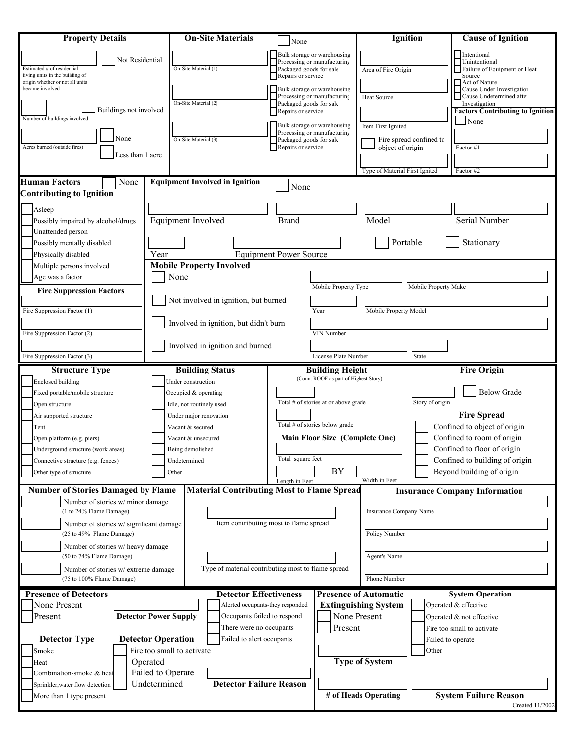## Property Details

Estimated # of residential living units in the building of origin whether or not all units became involved

☐ Not Residential

Number of buildings involved

☐ Buildings not involved

Acres burned (outside fires)

☐ None

☐ Less than 1 acre

## On-Site Materials

☐ None

On-Site Material (1)

- ☐ Bulk storage or warehousing
- ☐ Processing or manufacturing
- ☐ Packaged goods for sale
- ☐ Repairs or service

On-Site Material (2)

- ☐ Bulk storage or warehousing
- ☐ Processing or manufacturing
- ☐ Packaged goods for sale
- ☐ Repairs or service

On-Site Material (3)

- ☐ Bulk storage or warehousing
- ☐ Processing or manufacturing
- ☐ Packaged goods for sale
- ☐ Repairs or service

## Ignition

Area of Fire Origin

Heat Source

Item First Ignited

☐ Fire spread confined to object of origin

Type of Material First Ignited

## Cause of Ignition

- ☐ Intentional
- ☐ Unintentional
- ☐ Failure of Equipment or Heat Source
- ☐ Act of Nature
- ☐ Cause Under Investigation
- ☐ Cause Undetermined after Investigation

## Factors Contributing to Ignition

☐ None

Factor #1

Factor #2

## Human Factors Contributing to Ignition

☐ None

- ☐ Asleep
- ☐ Possibly impaired by alcohol/drugs
- ☐ Unattended person
- ☐ Possibly mentally disabled
- ☐ Physically disabled
- ☐ Multiple persons involved
- ☐ Age was a factor

## Fire Suppression Factors

Fire Suppression Factor (1)

Fire Suppression Factor (2)

Fire Suppression Factor (3)

## Equipment Involved in Ignition

☐ None

Equipment Involved

Brand

Model

Serial Number

☐ Portable ☐ Stationary

Year

Equipment Power Source

## Mobile Property Involved

☐ None

☐ Not involved in ignition, but burned

☐ Involved in ignition, but didn't burn

☐ Involved in ignition and burned

Mobile Property Type

Mobile Property Make

Year

Mobile Property Model

VIN Number

License Plate Number

State

## Structure Type

- ☐ Enclosed building
- ☐ Fixed portable/mobile structure
- ☐ Open structure
- ☐ Air supported structure
- ☐ Tent
- ☐ Open platform (e.g. piers)
- ☐ Underground structure (work areas)
- ☐ Connective structure (e.g. fences)
- ☐ Other type of structure

## Building Status

- ☐ Under construction
- ☐ Occupied & operating
- ☐ Idle, not routinely used
- ☐ Under major renovation
- ☐ Vacant & secured
- ☐ Vacant & unsecured
- ☐ Being demolished
- ☐ Undetermined
- ☐ Other

## Building Height

(Count ROOF as part of Highest Story)

Total # of stories at or above grade

Total # of stories below grade

### Main Floor Size (Complete One)

Total square feet

Length in Feet BY Width in Feet

## Fire Origin

Story of origin

☐ Below Grade

## Fire Spread

- ☐ Confined to object of origin
- ☐ Confined to room of origin
- ☐ Confined to floor of origin
- ☐ Confined to building of origin
- ☐ Beyond building of origin

## Number of Stories Damaged by Flame

Number of stories w/ minor damage (1 to 24% Flame Damage)

Number of stories w/ significant damage (25 to 49% Flame Damage)

Number of stories w/ heavy damage (50 to 74% Flame Damage)

Number of stories w/ extreme damage (75 to 100% Flame Damage)

## Material Contributing Most to Flame Spread

Item contributing most to flame spread

Type of material contributing most to flame spread

## Insurance Company Information

Insurance Company Name

Policy Number

Agent's Name

Phone Number

## Presence of Detectors

- ☐ None Present
- ☐ Present

### Detector Power Supply

### Detector Type

- ☐ Smoke
- ☐ Heat
- ☐ Combination-smoke & heat
- ☐ Sprinkler,water flow detection
- ☐ More than 1 type present

### Detector Operation

- ☐ Fire too small to activate
- ☐ Operated
- ☐ Failed to Operate
- ☐ Undetermined

## Detector Effectiveness

- ☐ Alerted occupants-they responded
- ☐ Occupants failed to respond
- ☐ There were no occupants
- ☐ Failed to alert occupants

### Detector Failure Reason

## Presence of Automatic Extinguishing System

- ☐ None Present
- ☐ Present

### Type of System

### # of Heads Operating

## System Operation

- ☐ Operated & effective
- ☐ Operated & not effective
- ☐ Fire too small to activate
- ☐ Failed to operate
- ☐ Other

### System Failure Reason

Created 11/2002